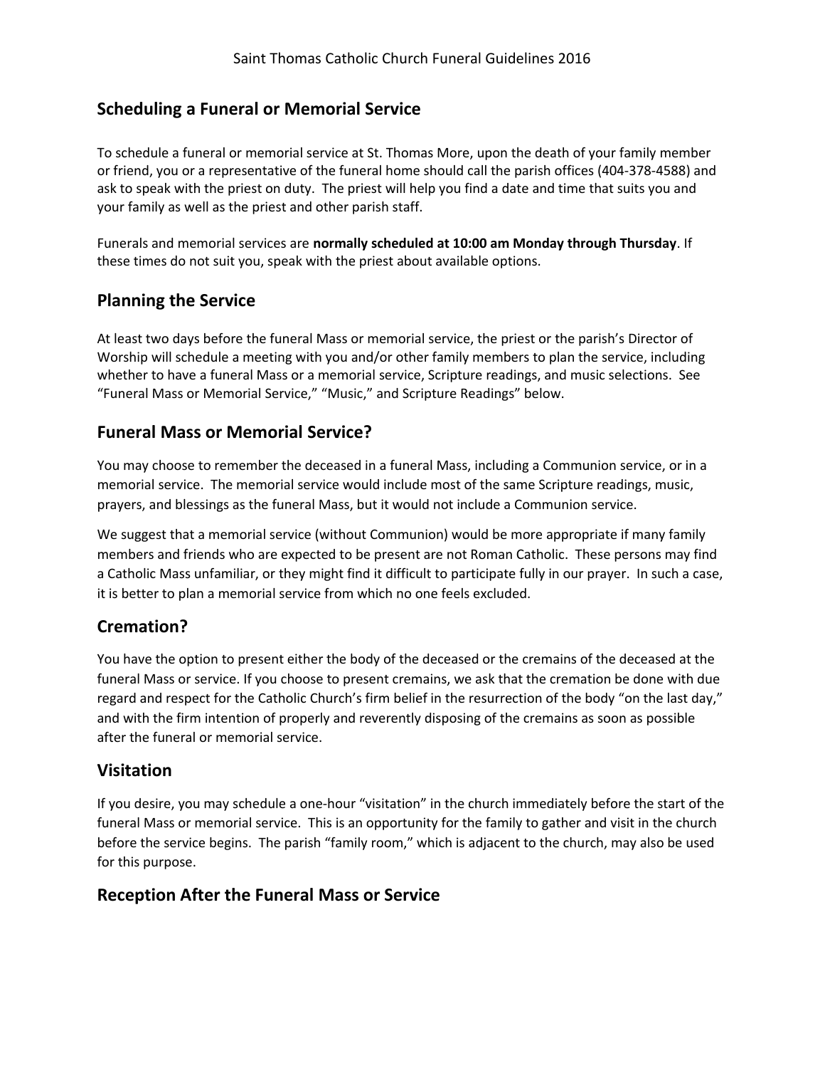# Saint Thomas Catholic Church Funeral Guidelines 2016

## Scheduling a Funeral or Memorial Service

To schedule a funeral or memorial service at St. Thomas More, upon the death of your family member or friend, you or a representative of the funeral home should call the parish offices (404-378-4588) and ask to speak with the priest on duty. The priest will help you find a date and time that suits you and your family as well as the priest and other parish staff.

Funerals and memorial services are **normally scheduled at 10:00 am Monday through Thursday**. If these times do not suit you, speak with the priest about available options.

## Planning the Service

At least two days before the funeral Mass or memorial service, the priest or the parish's Director of Worship will schedule a meeting with you and/or other family members to plan the service, including whether to have a funeral Mass or a memorial service, Scripture readings, and music selections. See "Funeral Mass or Memorial Service," "Music," and Scripture Readings" below.

## Funeral Mass or Memorial Service?

You may choose to remember the deceased in a funeral Mass, including a Communion service, or in a memorial service. The memorial service would include most of the same Scripture readings, music, prayers, and blessings as the funeral Mass, but it would not include a Communion service.

We suggest that a memorial service (without Communion) would be more appropriate if many family members and friends who are expected to be present are not Roman Catholic. These persons may find a Catholic Mass unfamiliar, or they might find it difficult to participate fully in our prayer. In such a case, it is better to plan a memorial service from which no one feels excluded.

## Cremation?

You have the option to present either the body of the deceased or the cremains of the deceased at the funeral Mass or service. If you choose to present cremains, we ask that the cremation be done with due regard and respect for the Catholic Church's firm belief in the resurrection of the body "on the last day," and with the firm intention of properly and reverently disposing of the cremains as soon as possible after the funeral or memorial service.

## Visitation

If you desire, you may schedule a one-hour "visitation" in the church immediately before the start of the funeral Mass or memorial service. This is an opportunity for the family to gather and visit in the church before the service begins. The parish "family room," which is adjacent to the church, may also be used for this purpose.

## Reception After the Funeral Mass or Service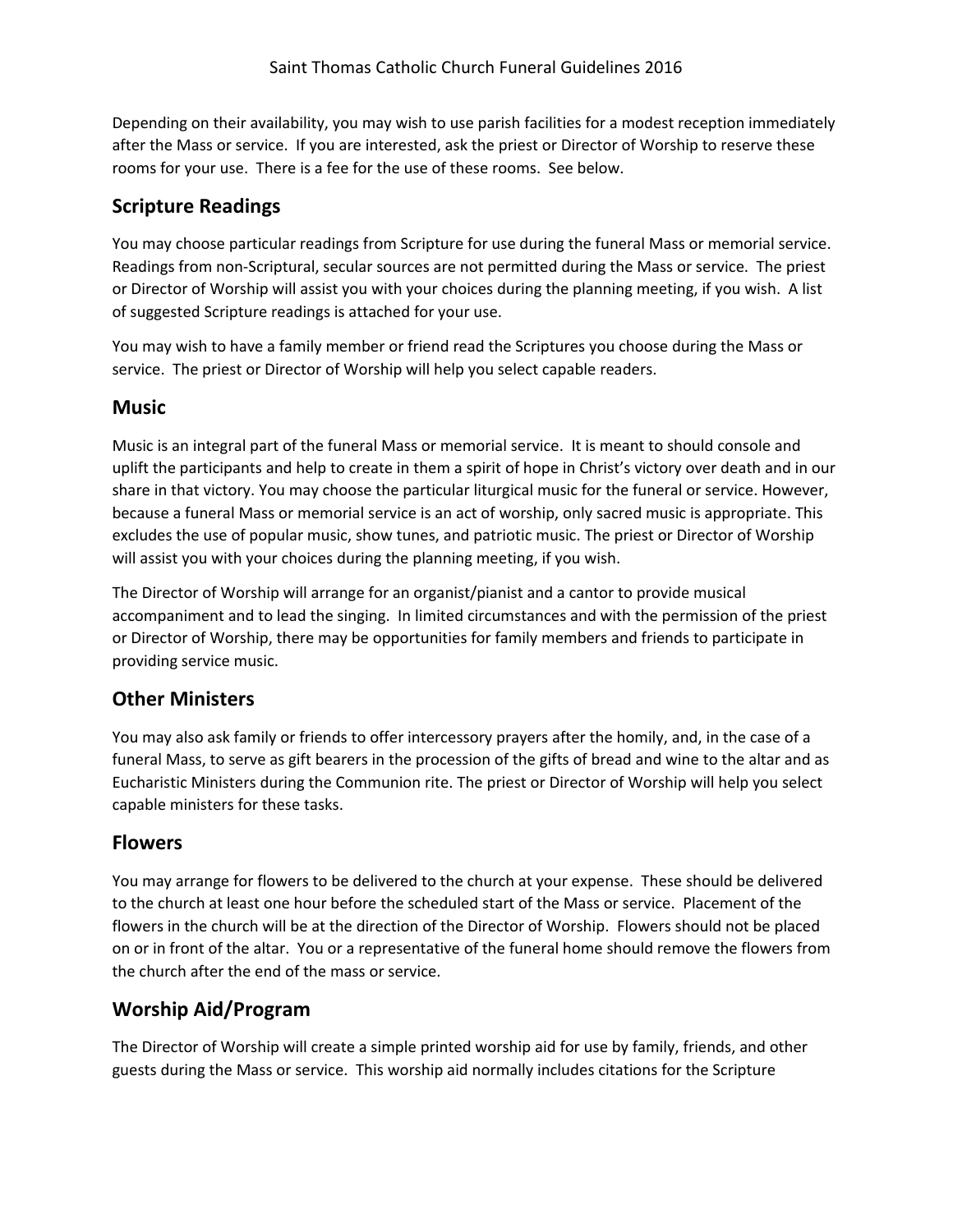Depending on their availability, you may wish to use parish facilities for a modest reception immediately after the Mass or service. If you are interested, ask the priest or Director of Worship to reserve these rooms for your use. There is a fee for the use of these rooms. See below.

## Scripture Readings

You may choose particular readings from Scripture for use during the funeral Mass or memorial service. Readings from non-Scriptural, secular sources are not permitted during the Mass or service. The priest or Director of Worship will assist you with your choices during the planning meeting, if you wish. A list of suggested Scripture readings is attached for your use.

You may wish to have a family member or friend read the Scriptures you choose during the Mass or service. The priest or Director of Worship will help you select capable readers.

## Music

Music is an integral part of the funeral Mass or memorial service. It is meant to should console and uplift the participants and help to create in them a spirit of hope in Christ's victory over death and in our share in that victory. You may choose the particular liturgical music for the funeral or service. However, because a funeral Mass or memorial service is an act of worship, only sacred music is appropriate. This excludes the use of popular music, show tunes, and patriotic music. The priest or Director of Worship will assist you with your choices during the planning meeting, if you wish.

The Director of Worship will arrange for an organist/pianist and a cantor to provide musical accompaniment and to lead the singing. In limited circumstances and with the permission of the priest or Director of Worship, there may be opportunities for family members and friends to participate in providing service music.

## Other Ministers

You may also ask family or friends to offer intercessory prayers after the homily, and, in the case of a funeral Mass, to serve as gift bearers in the procession of the gifts of bread and wine to the altar and as Eucharistic Ministers during the Communion rite. The priest or Director of Worship will help you select capable ministers for these tasks.

## Flowers

You may arrange for flowers to be delivered to the church at your expense. These should be delivered to the church at least one hour before the scheduled start of the Mass or service. Placement of the flowers in the church will be at the direction of the Director of Worship. Flowers should not be placed on or in front of the altar. You or a representative of the funeral home should remove the flowers from the church after the end of the mass or service.

## Worship Aid/Program

The Director of Worship will create a simple printed worship aid for use by family, friends, and other guests during the Mass or service. This worship aid normally includes citations for the Scripture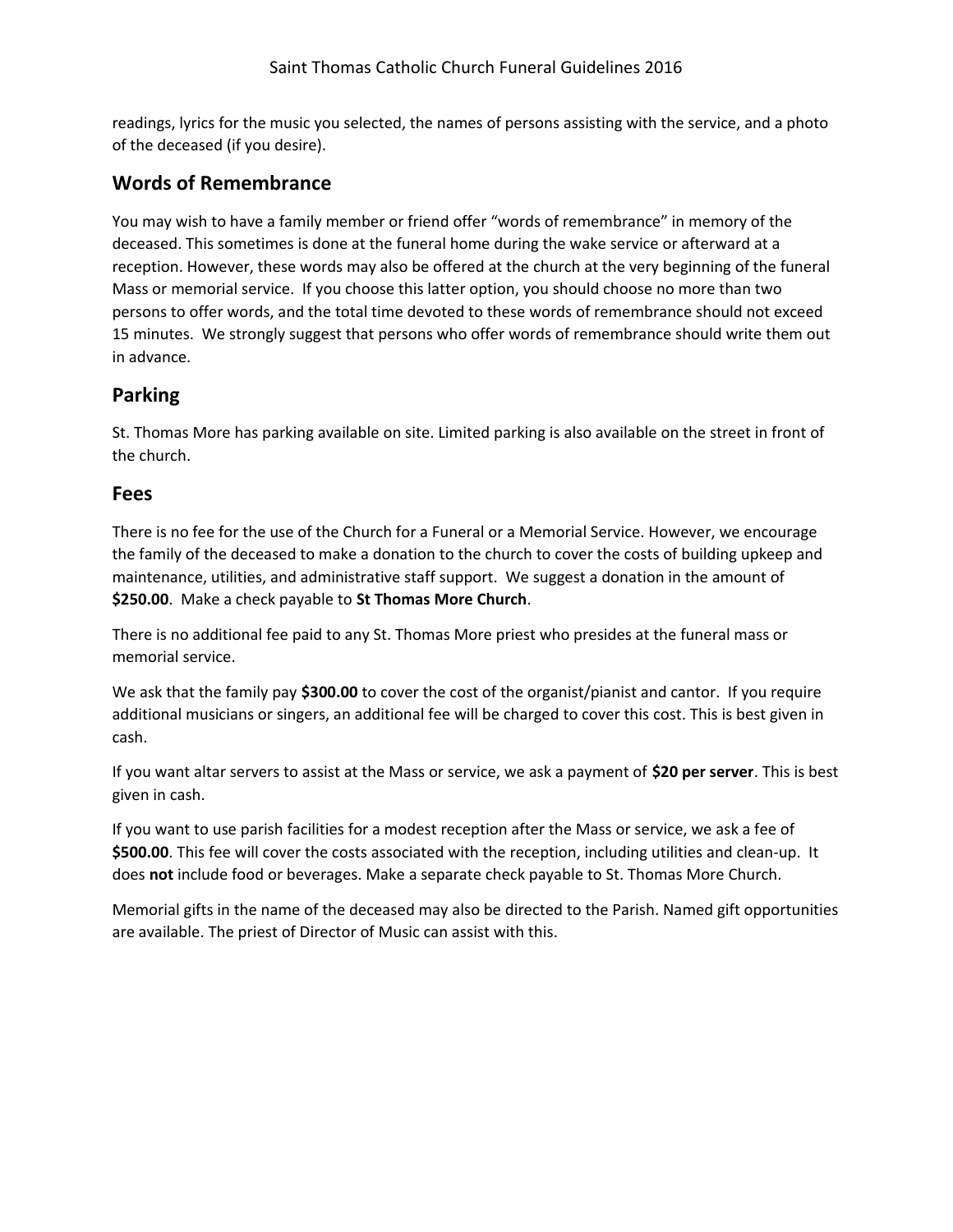readings, lyrics for the music you selected, the names of persons assisting with the service, and a photo of the deceased (if you desire).

## Words of Remembrance

You may wish to have a family member or friend offer "words of remembrance" in memory of the deceased. This sometimes is done at the funeral home during the wake service or afterward at a reception. However, these words may also be offered at the church at the very beginning of the funeral Mass or memorial service. If you choose this latter option, you should choose no more than two persons to offer words, and the total time devoted to these words of remembrance should not exceed 15 minutes. We strongly suggest that persons who offer words of remembrance should write them out in advance.

## Parking

St. Thomas More has parking available on site. Limited parking is also available on the street in front of the church.

## Fees

There is no fee for the use of the Church for a Funeral or a Memorial Service. However, we encourage the family of the deceased to make a donation to the church to cover the costs of building upkeep and maintenance, utilities, and administrative staff support. We suggest a donation in the amount of **$250.00**. Make a check payable to **St Thomas More Church**.

There is no additional fee paid to any St. Thomas More priest who presides at the funeral mass or memorial service.

We ask that the family pay **$300.00** to cover the cost of the organist/pianist and cantor. If you require additional musicians or singers, an additional fee will be charged to cover this cost. This is best given in cash.

If you want altar servers to assist at the Mass or service, we ask a payment of **$20 per server**. This is best given in cash.

If you want to use parish facilities for a modest reception after the Mass or service, we ask a fee of **$500.00**. This fee will cover the costs associated with the reception, including utilities and clean-up. It does **not** include food or beverages. Make a separate check payable to St. Thomas More Church.

Memorial gifts in the name of the deceased may also be directed to the Parish. Named gift opportunities are available. The priest of Director of Music can assist with this.